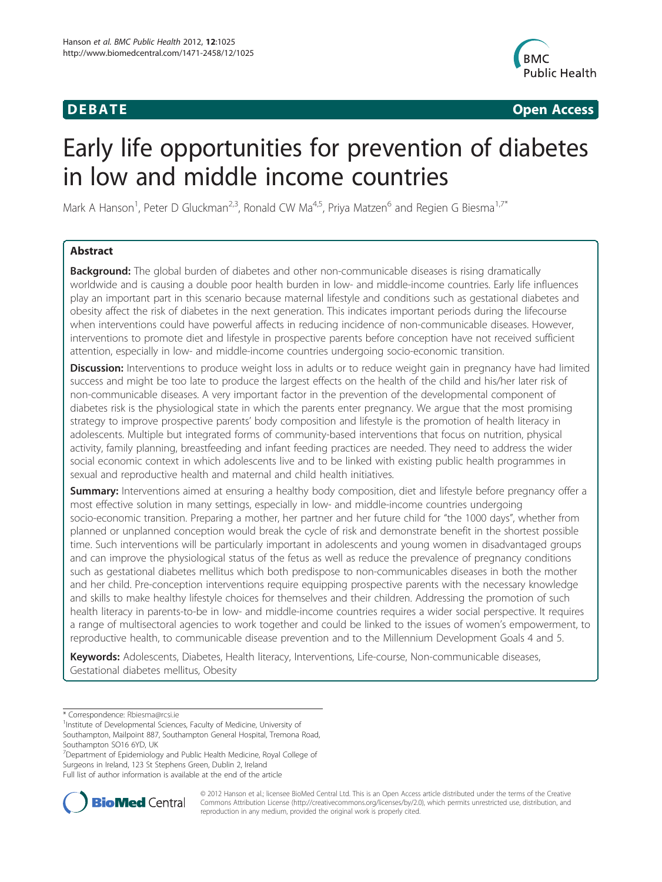**DEBATE** **Open Access**

# Early life opportunities for prevention of diabetes in low and middle income countries

Mark A Hanson[1], Peter D Gluckman[2,3], Ronald CW Ma[4,5], Priya Matzen[6] and Regien G Biesma[1,7*]

## Abstract

**Background:** The global burden of diabetes and other non-communicable diseases is rising dramatically worldwide and is causing a double poor health burden in low- and middle-income countries. Early life influences play an important part in this scenario because maternal lifestyle and conditions such as gestational diabetes and obesity affect the risk of diabetes in the next generation. This indicates important periods during the lifecourse when interventions could have powerful affects in reducing incidence of non-communicable diseases. However, interventions to promote diet and lifestyle in prospective parents before conception have not received sufficient attention, especially in low- and middle-income countries undergoing socio-economic transition.

**Discussion:** Interventions to produce weight loss in adults or to reduce weight gain in pregnancy have had limited success and might be too late to produce the largest effects on the health of the child and his/her later risk of non-communicable diseases. A very important factor in the prevention of the developmental component of diabetes risk is the physiological state in which the parents enter pregnancy. We argue that the most promising strategy to improve prospective parents' body composition and lifestyle is the promotion of health literacy in adolescents. Multiple but integrated forms of community-based interventions that focus on nutrition, physical activity, family planning, breastfeeding and infant feeding practices are needed. They need to address the wider social economic context in which adolescents live and to be linked with existing public health programmes in sexual and reproductive health and maternal and child health initiatives.

**Summary:** Interventions aimed at ensuring a healthy body composition, diet and lifestyle before pregnancy offer a most effective solution in many settings, especially in low- and middle-income countries undergoing socio-economic transition. Preparing a mother, her partner and her future child for "the 1000 days", whether from planned or unplanned conception would break the cycle of risk and demonstrate benefit in the shortest possible time. Such interventions will be particularly important in adolescents and young women in disadvantaged groups and can improve the physiological status of the fetus as well as reduce the prevalence of pregnancy conditions such as gestational diabetes mellitus which both predispose to non-communicables diseases in both the mother and her child. Pre-conception interventions require equipping prospective parents with the necessary knowledge and skills to make healthy lifestyle choices for themselves and their children. Addressing the promotion of such health literacy in parents-to-be in low- and middle-income countries requires a wider social perspective. It requires a range of multisectoral agencies to work together and could be linked to the issues of women's empowerment, to reproductive health, to communicable disease prevention and to the Millennium Development Goals 4 and 5.

**Keywords:** Adolescents, Diabetes, Health literacy, Interventions, Life-course, Non-communicable diseases, Gestational diabetes mellitus, Obesity

\* Correspondence: Rbiesma@rcsi.ie
[1]Institute of Developmental Sciences, Faculty of Medicine, University of Southampton, Mailpoint 887, Southampton General Hospital, Tremona Road, Southampton SO16 6YD, UK
[7]Department of Epidemiology and Public Health Medicine, Royal College of Surgeons in Ireland, 123 St Stephens Green, Dublin 2, Ireland
Full list of author information is available at the end of the article

© 2012 Hanson et al.; licensee BioMed Central Ltd. This is an Open Access article distributed under the terms of the Creative Commons Attribution License (http://creativecommons.org/licenses/by/2.0), which permits unrestricted use, distribution, and reproduction in any medium, provided the original work is properly cited.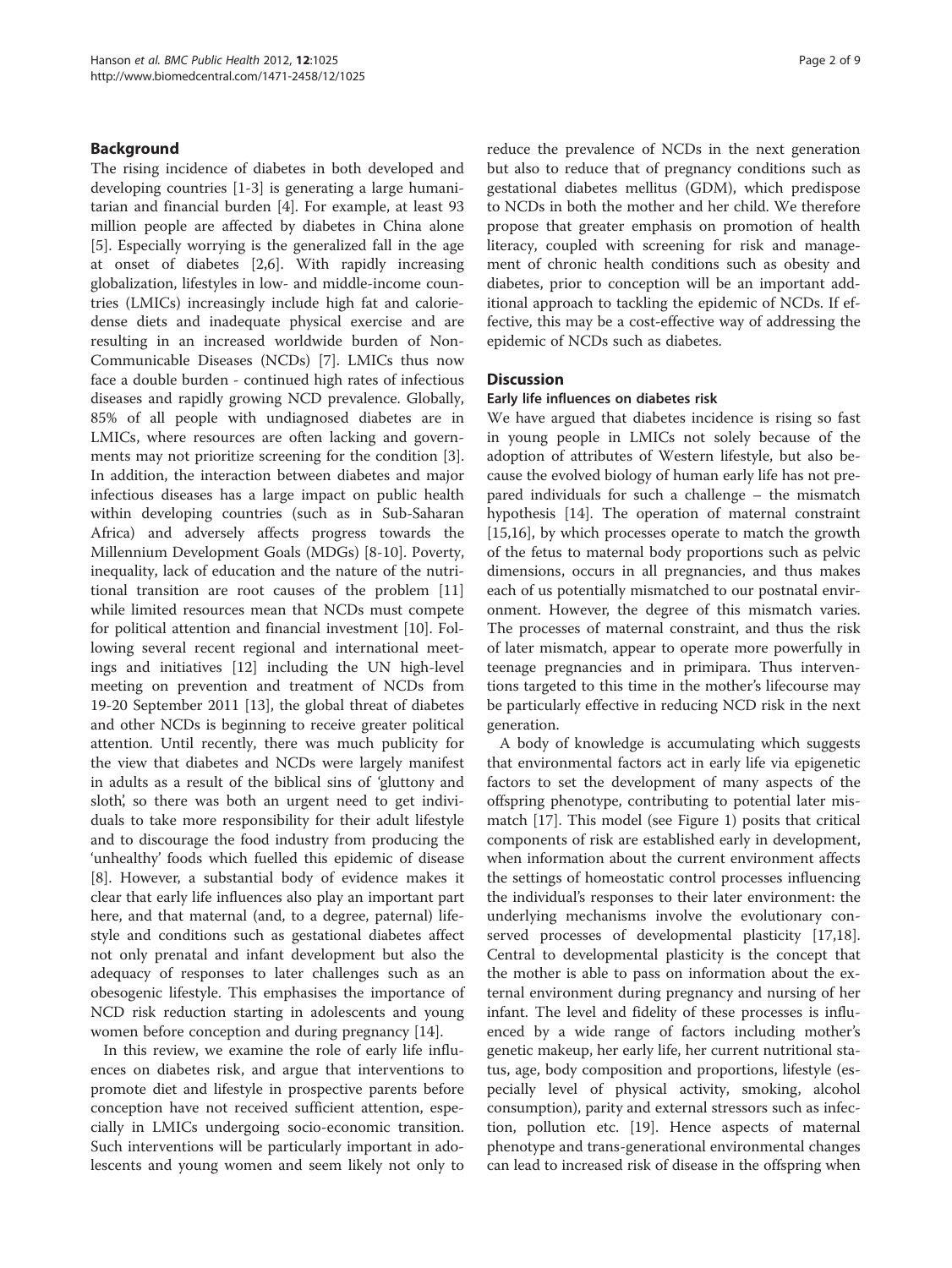## Background

The rising incidence of diabetes in both developed and developing countries [1-3] is generating a large humanitarian and financial burden [4]. For example, at least 93 million people are affected by diabetes in China alone [5]. Especially worrying is the generalized fall in the age at onset of diabetes [2,6]. With rapidly increasing globalization, lifestyles in low- and middle-income countries (LMICs) increasingly include high fat and calorie-dense diets and inadequate physical exercise and are resulting in an increased worldwide burden of Non-Communicable Diseases (NCDs) [7]. LMICs thus now face a double burden - continued high rates of infectious diseases and rapidly growing NCD prevalence. Globally, 85% of all people with undiagnosed diabetes are in LMICs, where resources are often lacking and governments may not prioritize screening for the condition [3]. In addition, the interaction between diabetes and major infectious diseases has a large impact on public health within developing countries (such as in Sub-Saharan Africa) and adversely affects progress towards the Millennium Development Goals (MDGs) [8-10]. Poverty, inequality, lack of education and the nature of the nutritional transition are root causes of the problem [11] while limited resources mean that NCDs must compete for political attention and financial investment [10]. Following several recent regional and international meetings and initiatives [12] including the UN high-level meeting on prevention and treatment of NCDs from 19-20 September 2011 [13], the global threat of diabetes and other NCDs is beginning to receive greater political attention. Until recently, there was much publicity for the view that diabetes and NCDs were largely manifest in adults as a result of the biblical sins of 'gluttony and sloth', so there was both an urgent need to get individuals to take more responsibility for their adult lifestyle and to discourage the food industry from producing the 'unhealthy' foods which fuelled this epidemic of disease [8]. However, a substantial body of evidence makes it clear that early life influences also play an important part here, and that maternal (and, to a degree, paternal) lifestyle and conditions such as gestational diabetes affect not only prenatal and infant development but also the adequacy of responses to later challenges such as an obesogenic lifestyle. This emphasises the importance of NCD risk reduction starting in adolescents and young women before conception and during pregnancy [14].

In this review, we examine the role of early life influences on diabetes risk, and argue that interventions to promote diet and lifestyle in prospective parents before conception have not received sufficient attention, especially in LMICs undergoing socio-economic transition. Such interventions will be particularly important in adolescents and young women and seem likely not only to reduce the prevalence of NCDs in the next generation but also to reduce that of pregnancy conditions such as gestational diabetes mellitus (GDM), which predispose to NCDs in both the mother and her child. We therefore propose that greater emphasis on promotion of health literacy, coupled with screening for risk and management of chronic health conditions such as obesity and diabetes, prior to conception will be an important additional approach to tackling the epidemic of NCDs. If effective, this may be a cost-effective way of addressing the epidemic of NCDs such as diabetes.

## Discussion

### Early life influences on diabetes risk

We have argued that diabetes incidence is rising so fast in young people in LMICs not solely because of the adoption of attributes of Western lifestyle, but also because the evolved biology of human early life has not prepared individuals for such a challenge – the mismatch hypothesis [14]. The operation of maternal constraint [15,16], by which processes operate to match the growth of the fetus to maternal body proportions such as pelvic dimensions, occurs in all pregnancies, and thus makes each of us potentially mismatched to our postnatal environment. However, the degree of this mismatch varies. The processes of maternal constraint, and thus the risk of later mismatch, appear to operate more powerfully in teenage pregnancies and in primipara. Thus interventions targeted to this time in the mother's lifecourse may be particularly effective in reducing NCD risk in the next generation.

A body of knowledge is accumulating which suggests that environmental factors act in early life via epigenetic factors to set the development of many aspects of the offspring phenotype, contributing to potential later mismatch [17]. This model (see Figure 1) posits that critical components of risk are established early in development, when information about the current environment affects the settings of homeostatic control processes influencing the individual's responses to their later environment: the underlying mechanisms involve the evolutionary conserved processes of developmental plasticity [17,18]. Central to developmental plasticity is the concept that the mother is able to pass on information about the external environment during pregnancy and nursing of her infant. The level and fidelity of these processes is influenced by a wide range of factors including mother's genetic makeup, her early life, her current nutritional status, age, body composition and proportions, lifestyle (especially level of physical activity, smoking, alcohol consumption), parity and external stressors such as infection, pollution etc. [19]. Hence aspects of maternal phenotype and trans-generational environmental changes can lead to increased risk of disease in the offspring when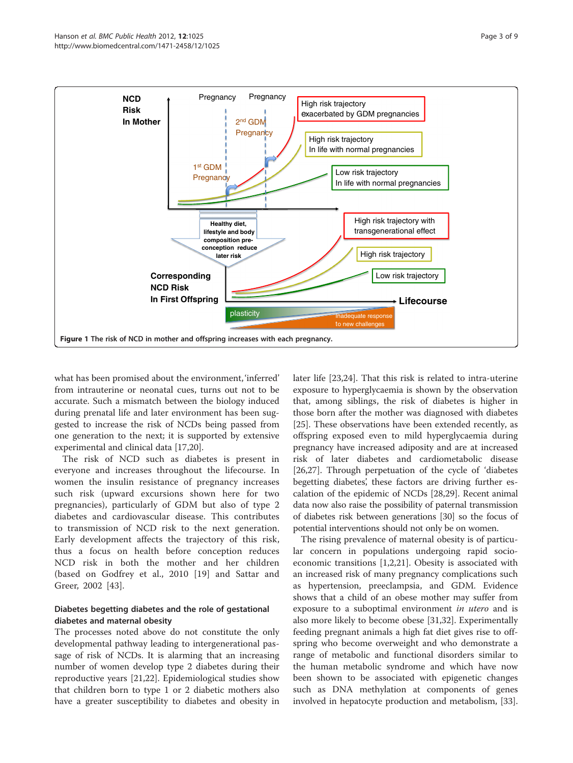**Figure 1** The risk of NCD in mother and offspring increases with each pregnancy.

what has been promised about the environment, 'inferred' from intrauterine or neonatal cues, turns out not to be accurate. Such a mismatch between the biology induced during prenatal life and later environment has been suggested to increase the risk of NCDs being passed from one generation to the next; it is supported by extensive experimental and clinical data [17,20].

The risk of NCD such as diabetes is present in everyone and increases throughout the lifecourse. In women the insulin resistance of pregnancy increases such risk (upward excursions shown here for two pregnancies), particularly of GDM but also of type 2 diabetes and cardiovascular disease. This contributes to transmission of NCD risk to the next generation. Early development affects the trajectory of this risk, thus a focus on health before conception reduces NCD risk in both the mother and her children (based on Godfrey et al., 2010 [19] and Sattar and Greer, 2002 [43].

### Diabetes begetting diabetes and the role of gestational diabetes and maternal obesity

The processes noted above do not constitute the only developmental pathway leading to intergenerational passage of risk of NCDs. It is alarming that an increasing number of women develop type 2 diabetes during their reproductive years [21,22]. Epidemiological studies show that children born to type 1 or 2 diabetic mothers also have a greater susceptibility to diabetes and obesity in later life [23,24]. That this risk is related to intra-uterine exposure to hyperglycaemia is shown by the observation that, among siblings, the risk of diabetes is higher in those born after the mother was diagnosed with diabetes [25]. These observations have been extended recently, as offspring exposed even to mild hyperglycaemia during pregnancy have increased adiposity and are at increased risk of later diabetes and cardiometabolic disease [26,27]. Through perpetuation of the cycle of 'diabetes begetting diabetes', these factors are driving further escalation of the epidemic of NCDs [28,29]. Recent animal data now also raise the possibility of paternal transmission of diabetes risk between generations [30] so the focus of potential interventions should not only be on women.

The rising prevalence of maternal obesity is of particular concern in populations undergoing rapid socioeconomic transitions [1,2,21]. Obesity is associated with an increased risk of many pregnancy complications such as hypertension, preeclampsia, and GDM. Evidence shows that a child of an obese mother may suffer from exposure to a suboptimal environment *in utero* and is also more likely to become obese [31,32]. Experimentally feeding pregnant animals a high fat diet gives rise to offspring who become overweight and who demonstrate a range of metabolic and functional disorders similar to the human metabolic syndrome and which have now been shown to be associated with epigenetic changes such as DNA methylation at components of genes involved in hepatocyte production and metabolism, [33].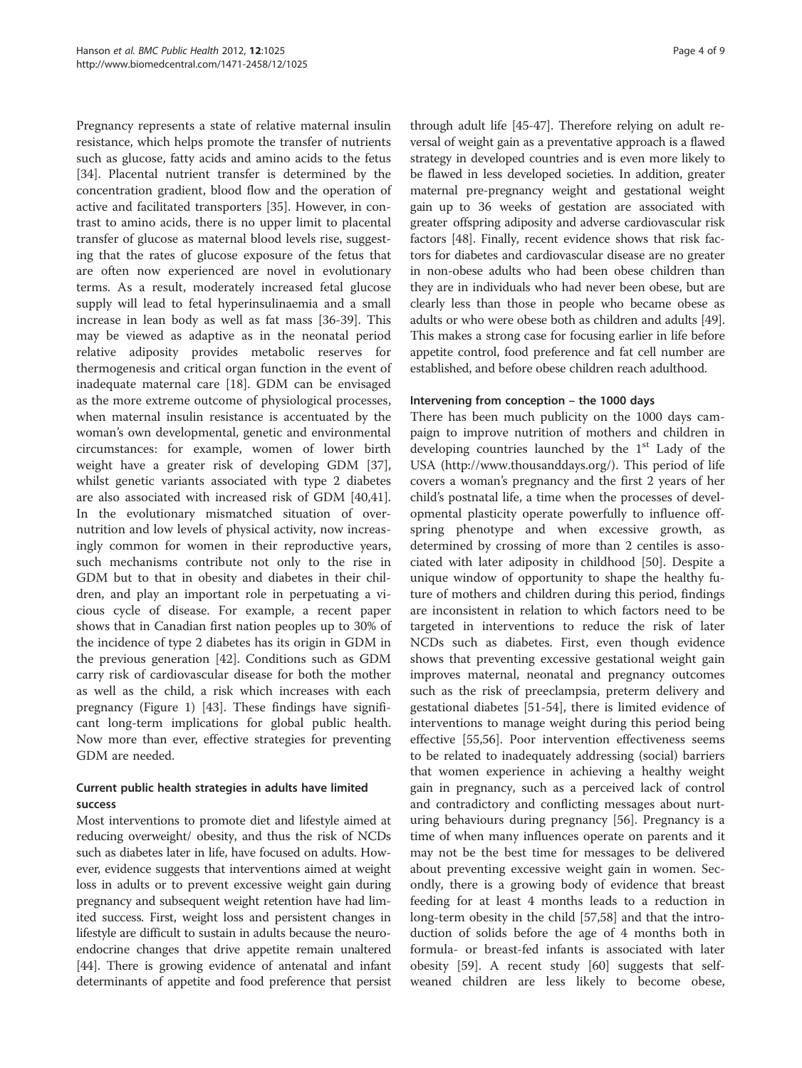Pregnancy represents a state of relative maternal insulin resistance, which helps promote the transfer of nutrients such as glucose, fatty acids and amino acids to the fetus [34]. Placental nutrient transfer is determined by the concentration gradient, blood flow and the operation of active and facilitated transporters [35]. However, in contrast to amino acids, there is no upper limit to placental transfer of glucose as maternal blood levels rise, suggesting that the rates of glucose exposure of the fetus that are often now experienced are novel in evolutionary terms. As a result, moderately increased fetal glucose supply will lead to fetal hyperinsulinaemia and a small increase in lean body as well as fat mass [36-39]. This may be viewed as adaptive as in the neonatal period relative adiposity provides metabolic reserves for thermogenesis and critical organ function in the event of inadequate maternal care [18]. GDM can be envisaged as the more extreme outcome of physiological processes, when maternal insulin resistance is accentuated by the woman's own developmental, genetic and environmental circumstances: for example, women of lower birth weight have a greater risk of developing GDM [37], whilst genetic variants associated with type 2 diabetes are also associated with increased risk of GDM [40,41]. In the evolutionary mismatched situation of overnutrition and low levels of physical activity, now increasingly common for women in their reproductive years, such mechanisms contribute not only to the rise in GDM but to that in obesity and diabetes in their children, and play an important role in perpetuating a vicious cycle of disease. For example, a recent paper shows that in Canadian first nation peoples up to 30% of the incidence of type 2 diabetes has its origin in GDM in the previous generation [42]. Conditions such as GDM carry risk of cardiovascular disease for both the mother as well as the child, a risk which increases with each pregnancy (Figure 1) [43]. These findings have significant long-term implications for global public health. Now more than ever, effective strategies for preventing GDM are needed.

## Current public health strategies in adults have limited success

Most interventions to promote diet and lifestyle aimed at reducing overweight/ obesity, and thus the risk of NCDs such as diabetes later in life, have focused on adults. However, evidence suggests that interventions aimed at weight loss in adults or to prevent excessive weight gain during pregnancy and subsequent weight retention have had limited success. First, weight loss and persistent changes in lifestyle are difficult to sustain in adults because the neuroendocrine changes that drive appetite remain unaltered [44]. There is growing evidence of antenatal and infant determinants of appetite and food preference that persist through adult life [45-47]. Therefore relying on adult reversal of weight gain as a preventative approach is a flawed strategy in developed countries and is even more likely to be flawed in less developed societies. In addition, greater maternal pre-pregnancy weight and gestational weight gain up to 36 weeks of gestation are associated with greater offspring adiposity and adverse cardiovascular risk factors [48]. Finally, recent evidence shows that risk factors for diabetes and cardiovascular disease are no greater in non-obese adults who had been obese children than they are in individuals who had never been obese, but are clearly less than those in people who became obese as adults or who were obese both as children and adults [49]. This makes a strong case for focusing earlier in life before appetite control, food preference and fat cell number are established, and before obese children reach adulthood.

## Intervening from conception – the 1000 days

There has been much publicity on the 1000 days campaign to improve nutrition of mothers and children in developing countries launched by the 1st Lady of the USA (http://www.thousanddays.org/). This period of life covers a woman's pregnancy and the first 2 years of her child's postnatal life, a time when the processes of developmental plasticity operate powerfully to influence offspring phenotype and when excessive growth, as determined by crossing of more than 2 centiles is associated with later adiposity in childhood [50]. Despite a unique window of opportunity to shape the healthy future of mothers and children during this period, findings are inconsistent in relation to which factors need to be targeted in interventions to reduce the risk of later NCDs such as diabetes. First, even though evidence shows that preventing excessive gestational weight gain improves maternal, neonatal and pregnancy outcomes such as the risk of preeclampsia, preterm delivery and gestational diabetes [51-54], there is limited evidence of interventions to manage weight during this period being effective [55,56]. Poor intervention effectiveness seems to be related to inadequately addressing (social) barriers that women experience in achieving a healthy weight gain in pregnancy, such as a perceived lack of control and contradictory and conflicting messages about nurturing behaviours during pregnancy [56]. Pregnancy is a time of when many influences operate on parents and it may not be the best time for messages to be delivered about preventing excessive weight gain in women. Secondly, there is a growing body of evidence that breast feeding for at least 4 months leads to a reduction in long-term obesity in the child [57,58] and that the introduction of solids before the age of 4 months both in formula- or breast-fed infants is associated with later obesity [59]. A recent study [60] suggests that self-weaned children are less likely to become obese,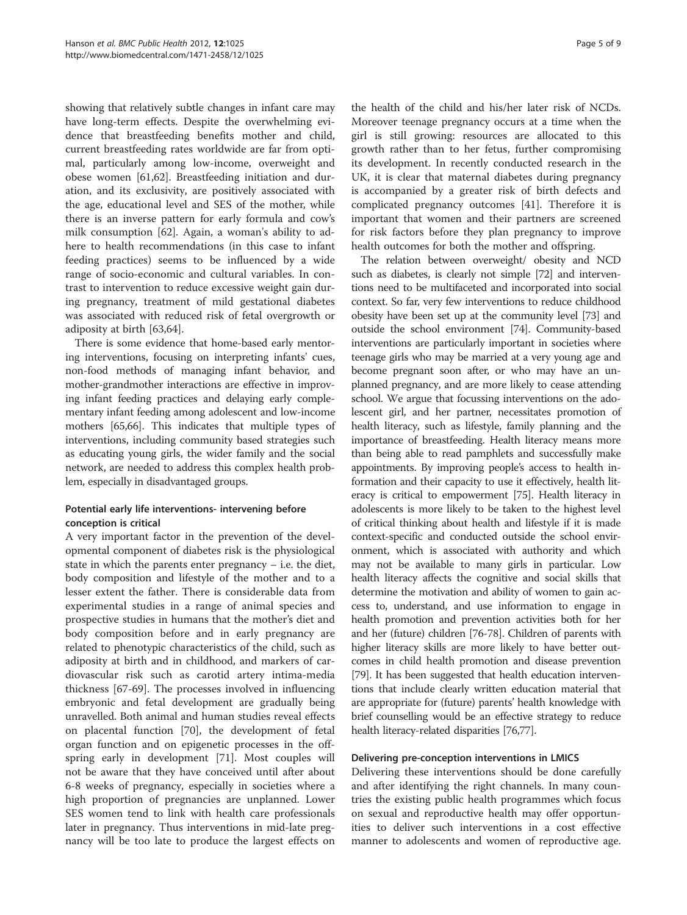showing that relatively subtle changes in infant care may have long-term effects. Despite the overwhelming evidence that breastfeeding benefits mother and child, current breastfeeding rates worldwide are far from optimal, particularly among low-income, overweight and obese women [61,62]. Breastfeeding initiation and duration, and its exclusivity, are positively associated with the age, educational level and SES of the mother, while there is an inverse pattern for early formula and cow's milk consumption [62]. Again, a woman's ability to adhere to health recommendations (in this case to infant feeding practices) seems to be influenced by a wide range of socio-economic and cultural variables. In contrast to intervention to reduce excessive weight gain during pregnancy, treatment of mild gestational diabetes was associated with reduced risk of fetal overgrowth or adiposity at birth [63,64].

There is some evidence that home-based early mentoring interventions, focusing on interpreting infants' cues, non-food methods of managing infant behavior, and mother-grandmother interactions are effective in improving infant feeding practices and delaying early complementary infant feeding among adolescent and low-income mothers [65,66]. This indicates that multiple types of interventions, including community based strategies such as educating young girls, the wider family and the social network, are needed to address this complex health problem, especially in disadvantaged groups.

### Potential early life interventions- intervening before conception is critical

A very important factor in the prevention of the developmental component of diabetes risk is the physiological state in which the parents enter pregnancy – i.e. the diet, body composition and lifestyle of the mother and to a lesser extent the father. There is considerable data from experimental studies in a range of animal species and prospective studies in humans that the mother's diet and body composition before and in early pregnancy are related to phenotypic characteristics of the child, such as adiposity at birth and in childhood, and markers of cardiovascular risk such as carotid artery intima-media thickness [67-69]. The processes involved in influencing embryonic and fetal development are gradually being unravelled. Both animal and human studies reveal effects on placental function [70], the development of fetal organ function and on epigenetic processes in the offspring early in development [71]. Most couples will not be aware that they have conceived until after about 6-8 weeks of pregnancy, especially in societies where a high proportion of pregnancies are unplanned. Lower SES women tend to link with health care professionals later in pregnancy. Thus interventions in mid-late pregnancy will be too late to produce the largest effects on the health of the child and his/her later risk of NCDs. Moreover teenage pregnancy occurs at a time when the girl is still growing: resources are allocated to this growth rather than to her fetus, further compromising its development. In recently conducted research in the UK, it is clear that maternal diabetes during pregnancy is accompanied by a greater risk of birth defects and complicated pregnancy outcomes [41]. Therefore it is important that women and their partners are screened for risk factors before they plan pregnancy to improve health outcomes for both the mother and offspring.

The relation between overweight/ obesity and NCD such as diabetes, is clearly not simple [72] and interventions need to be multifaceted and incorporated into social context. So far, very few interventions to reduce childhood obesity have been set up at the community level [73] and outside the school environment [74]. Community-based interventions are particularly important in societies where teenage girls who may be married at a very young age and become pregnant soon after, or who may have an unplanned pregnancy, and are more likely to cease attending school. We argue that focussing interventions on the adolescent girl, and her partner, necessitates promotion of health literacy, such as lifestyle, family planning and the importance of breastfeeding. Health literacy means more than being able to read pamphlets and successfully make appointments. By improving people's access to health information and their capacity to use it effectively, health literacy is critical to empowerment [75]. Health literacy in adolescents is more likely to be taken to the highest level of critical thinking about health and lifestyle if it is made context-specific and conducted outside the school environment, which is associated with authority and which may not be available to many girls in particular. Low health literacy affects the cognitive and social skills that determine the motivation and ability of women to gain access to, understand, and use information to engage in health promotion and prevention activities both for her and her (future) children [76-78]. Children of parents with higher literacy skills are more likely to have better outcomes in child health promotion and disease prevention [79]. It has been suggested that health education interventions that include clearly written education material that are appropriate for (future) parents' health knowledge with brief counselling would be an effective strategy to reduce health literacy-related disparities [76,77].

### Delivering pre-conception interventions in LMICS

Delivering these interventions should be done carefully and after identifying the right channels. In many countries the existing public health programmes which focus on sexual and reproductive health may offer opportunities to deliver such interventions in a cost effective manner to adolescents and women of reproductive age.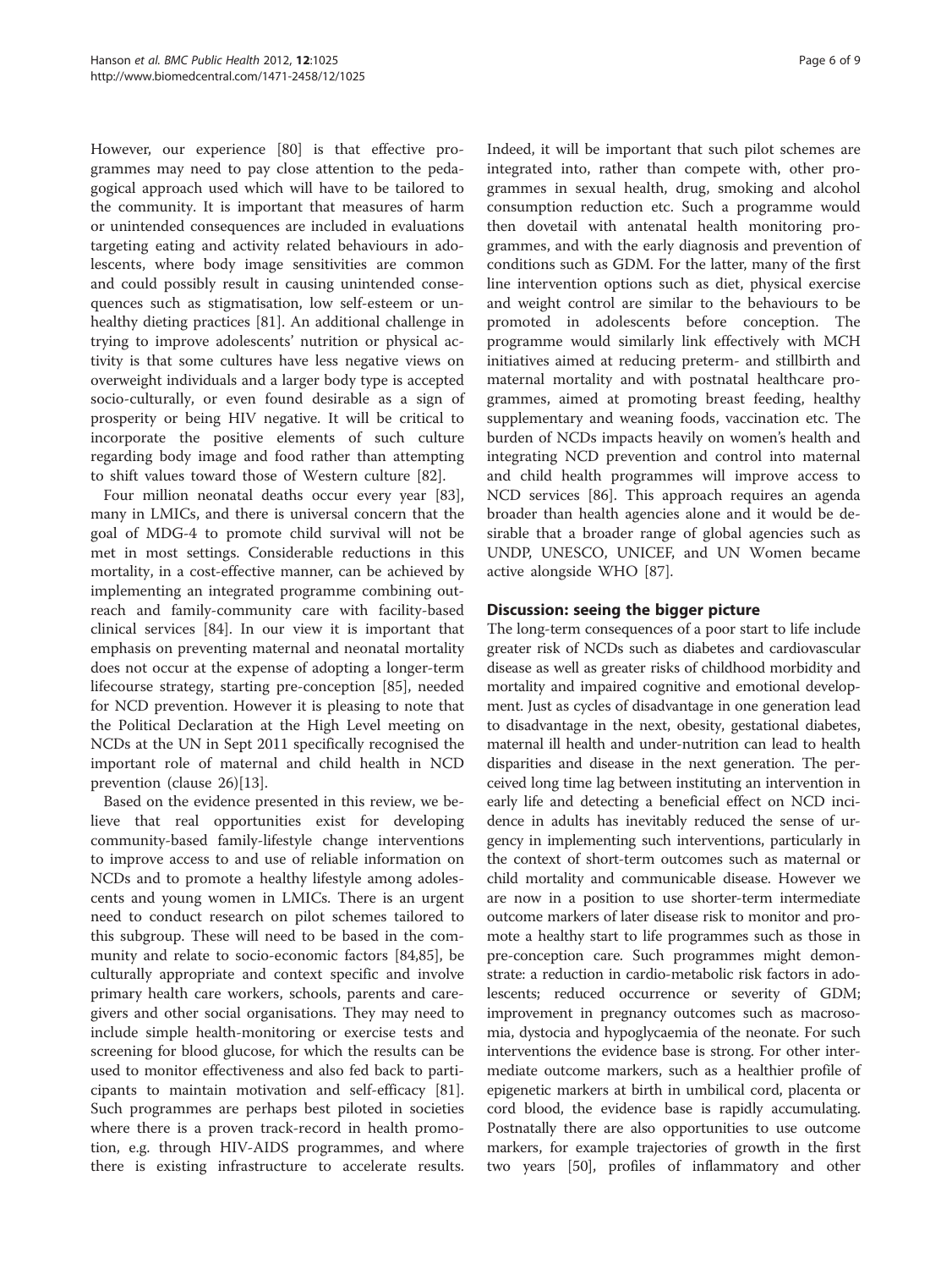However, our experience [80] is that effective programmes may need to pay close attention to the pedagogical approach used which will have to be tailored to the community. It is important that measures of harm or unintended consequences are included in evaluations targeting eating and activity related behaviours in adolescents, where body image sensitivities are common and could possibly result in causing unintended consequences such as stigmatisation, low self-esteem or unhealthy dieting practices [81]. An additional challenge in trying to improve adolescents' nutrition or physical activity is that some cultures have less negative views on overweight individuals and a larger body type is accepted socio-culturally, or even found desirable as a sign of prosperity or being HIV negative. It will be critical to incorporate the positive elements of such culture regarding body image and food rather than attempting to shift values toward those of Western culture [82].

Four million neonatal deaths occur every year [83], many in LMICs, and there is universal concern that the goal of MDG-4 to promote child survival will not be met in most settings. Considerable reductions in this mortality, in a cost-effective manner, can be achieved by implementing an integrated programme combining outreach and family-community care with facility-based clinical services [84]. In our view it is important that emphasis on preventing maternal and neonatal mortality does not occur at the expense of adopting a longer-term lifecourse strategy, starting pre-conception [85], needed for NCD prevention. However it is pleasing to note that the Political Declaration at the High Level meeting on NCDs at the UN in Sept 2011 specifically recognised the important role of maternal and child health in NCD prevention (clause 26)[13].

Based on the evidence presented in this review, we believe that real opportunities exist for developing community-based family-lifestyle change interventions to improve access to and use of reliable information on NCDs and to promote a healthy lifestyle among adolescents and young women in LMICs. There is an urgent need to conduct research on pilot schemes tailored to this subgroup. These will need to be based in the community and relate to socio-economic factors [84,85], be culturally appropriate and context specific and involve primary health care workers, schools, parents and caregivers and other social organisations. They may need to include simple health-monitoring or exercise tests and screening for blood glucose, for which the results can be used to monitor effectiveness and also fed back to participants to maintain motivation and self-efficacy [81]. Such programmes are perhaps best piloted in societies where there is a proven track-record in health promotion, e.g. through HIV-AIDS programmes, and where there is existing infrastructure to accelerate results. Indeed, it will be important that such pilot schemes are integrated into, rather than compete with, other programmes in sexual health, drug, smoking and alcohol consumption reduction etc. Such a programme would then dovetail with antenatal health monitoring programmes, and with the early diagnosis and prevention of conditions such as GDM. For the latter, many of the first line intervention options such as diet, physical exercise and weight control are similar to the behaviours to be promoted in adolescents before conception. The programme would similarly link effectively with MCH initiatives aimed at reducing preterm- and stillbirth and maternal mortality and with postnatal healthcare programmes, aimed at promoting breast feeding, healthy supplementary and weaning foods, vaccination etc. The burden of NCDs impacts heavily on women's health and integrating NCD prevention and control into maternal and child health programmes will improve access to NCD services [86]. This approach requires an agenda broader than health agencies alone and it would be desirable that a broader range of global agencies such as UNDP, UNESCO, UNICEF, and UN Women became active alongside WHO [87].

## Discussion: seeing the bigger picture

The long-term consequences of a poor start to life include greater risk of NCDs such as diabetes and cardiovascular disease as well as greater risks of childhood morbidity and mortality and impaired cognitive and emotional development. Just as cycles of disadvantage in one generation lead to disadvantage in the next, obesity, gestational diabetes, maternal ill health and under-nutrition can lead to health disparities and disease in the next generation. The perceived long time lag between instituting an intervention in early life and detecting a beneficial effect on NCD incidence in adults has inevitably reduced the sense of urgency in implementing such interventions, particularly in the context of short-term outcomes such as maternal or child mortality and communicable disease. However we are now in a position to use shorter-term intermediate outcome markers of later disease risk to monitor and promote a healthy start to life programmes such as those in pre-conception care. Such programmes might demonstrate: a reduction in cardio-metabolic risk factors in adolescents; reduced occurrence or severity of GDM; improvement in pregnancy outcomes such as macrosomia, dystocia and hypoglycaemia of the neonate. For such interventions the evidence base is strong. For other intermediate outcome markers, such as a healthier profile of epigenetic markers at birth in umbilical cord, placenta or cord blood, the evidence base is rapidly accumulating. Postnatally there are also opportunities to use outcome markers, for example trajectories of growth in the first two years [50], profiles of inflammatory and other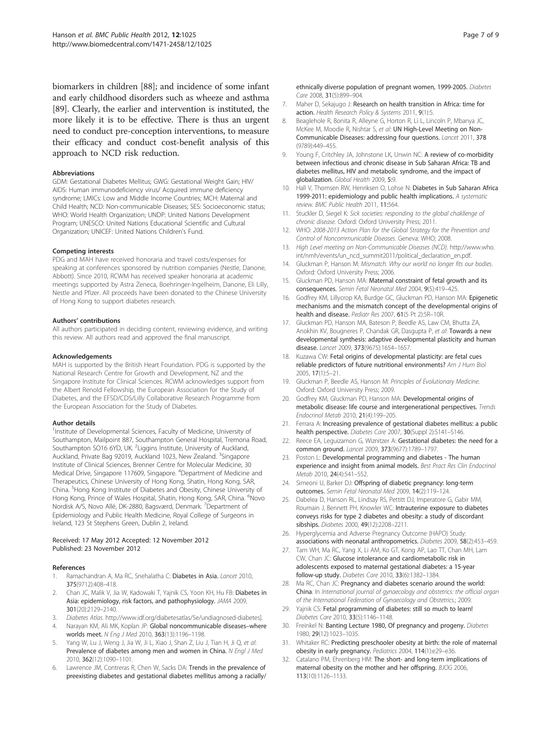biomarkers in children [88]; and incidence of some infant and early childhood disorders such as wheeze and asthma [89]. Clearly, the earlier and intervention is instituted, the more likely it is to be effective. There is thus an urgent need to conduct pre-conception interventions, to measure their efficacy and conduct cost-benefit analysis of this approach to NCD risk reduction.

#### Abbreviations

GDM: Gestational Diabetes Mellitus; GWG: Gestational Weight Gain; HIV/AIDS: Human immunodeficiency virus/ Acquired immune deficiency syndrome; LMICs: Low and Middle Income Countries; MCH: Maternal and Child Health; NCD: Non-communicable Diseases; SES: Socioeconomic status; WHO: World Health Organization; UNDP: United Nations Development Program; UNESCO: United Nations Educational Scientific and Cultural Organization; UNICEF: United Nations Children's Fund.

#### Competing interests

PDG and MAH have received honoraria and travel costs/expenses for speaking at conferences sponsored by nutrition companies (Nestle, Danone, Abbott). Since 2010, RCWM has received speaker honoraria at academic meetings supported by Astra Zeneca, Boehringer-Ingelheim, Danone, Eli Lilly, Nestle and Pfizer. All proceeds have been donated to the Chinese University of Hong Kong to support diabetes research.

#### Authors' contributions

All authors participated in deciding content, reviewing evidence, and writing this review. All authors read and approved the final manuscript.

#### Acknowledgements

MAH is supported by the British Heart Foundation. PDG is supported by the National Research Centre for Growth and Development, NZ and the Singapore Institute for Clinical Sciences. RCWM acknowledges support from the Albert Renold Fellowship, the European Association for the Study of Diabetes, and the EFSD/CDS/Lilly Collaborative Research Programme from the European Association for the Study of Diabetes.

#### Author details

[1]Institute of Developmental Sciences, Faculty of Medicine, University of Southampton, Mailpoint 887, Southampton General Hospital, Tremona Road, Southampton SO16 6YD, UK. [2]Liggins Institute, University of Auckland, Auckland, Private Bag 92019, Auckland 1023, New Zealand. [3]Singapore Institute of Clinical Sciences, Brenner Centre for Molecular Medicine, 30 Medical Drive, Singapore 117609, Singapore. [4]Department of Medicine and Therapeutics, Chinese University of Hong Kong, Shatin, Hong Kong, SAR, China. [5]Hong Kong Institute of Diabetes and Obesity, Chinese University of Hong Kong, Prince of Wales Hospital, Shatin, Hong Kong, SAR, China. [6]Novo Nordisk A/S, Novo Allé, DK-2880, Bagsværd, Denmark. [7]Department of Epidemiology and Public Health Medicine, Royal College of Surgeons in Ireland, 123 St Stephens Green, Dublin 2, Ireland.

Received: 17 May 2012 Accepted: 12 November 2012
Published: 23 November 2012

#### References

1. Ramachandran A, Ma RC, Snehalatha C: **Diabetes in Asia.** *Lancet* 2010, **375**(9712):408–418.
2. Chan JC, Malik V, Jia W, Kadowaki T, Yajnik CS, Yoon KH, Hu FB: **Diabetes in Asia: epidemiology, risk factors, and pathophysiology.** *JAMA* 2009, **301**(20):2129–2140.
3. *Diabetes Atlas.* http://www.idf.org/diabetesatlas/5e/undiagnosed-diabetes].
4. Narayan KM, Ali MK, Koplan JP: **Global noncommunicable diseases–where worlds meet.** *N Eng J Med* 2010, **363**(13):1196–1198.
5. Yang W, Lu J, Weng J, Jia W, Ji L, Xiao J, Shan Z, Liu J, Tian H, Ji Q, *et al*: **Prevalence of diabetes among men and women in China.** *N Engl J Med* 2010, **362**(12):1090–1101.
6. Lawrence JM, Contreras R, Chen W, Sacks DA: **Trends in the prevalence of preexisting diabetes and gestational diabetes mellitus among a racially/ethnically diverse population of pregnant women, 1999-2005.** *Diabetes Care* 2008, **31**(5):899–904.
7. Maher D, Sekajugo J: **Research on health transition in Africa: time for action.** *Health Research Policy & Systems* 2011, **9**(1):5.
8. Beaglehole R, Bonita R, Alleyne G, Horton R, Li L, Lincoln P, Mbanya JC, McKee M, Moodie R, Nishtar S, *et al*: **UN High-Level Meeting on Non-Communicable Diseases: addressing four questions.** *Lancet* 2011, 378 (9789):449–455.
9. Young F, Critchley JA, Johnstone LK, Unwin NC: **A review of co-morbidity between infectious and chronic disease in Sub Saharan Africa: TB and diabetes mellitus, HIV and metabolic syndrome, and the impact of globalization.** *Global Health* 2009, **5**:9.
10. Hall V, Thomsen RW, Henriksen O, Lohse N: **Diabetes in Sub Saharan Africa 1999-2011: epidemiology and public health implications.** *A systematic review. BMC Public Health* 2011, **11**:564.
11. Stuckler D, Siegel K: *Sick societies: responding to the global chakllenge of chronic disease.* Oxford: Oxford University Press; 2011.
12. WHO: *2008-2013 Action Plan for the Global Strategy for the Prevention and Control of Noncommunicable Diseases*. Geneva: WHO; 2008.
13. *High Level meeting on Non-Communicable Diseases (NCD).* http://www.who.int/nmh/events/un_ncd_summit2011/political_declaration_en.pdf.
14. Gluckman P, Hanson M: *Mismatch. Why our world no longer fits our bodies.* Oxford: Oxford University Press; 2006.
15. Gluckman PD, Hanson MA: **Maternal constraint of fetal growth and its consequences.** *Semin Fetal Neonatal Med* 2004, **9**(5):419–425.
16. Godfrey KM, Lillycrop KA, Burdge GC, Gluckman PD, Hanson MA: **Epigenetic mechanisms and the mismatch concept of the developmental origins of health and disease.** *Pediatr Res* 2007, **61**(5 Pt 2):5R–10R.
17. Gluckman PD, Hanson MA, Bateson P, Beedle AS, Law CM, Bhutta ZA, Anokhin KV, Bougneres P, Chandak GR, Dasgupta P, *et al*: **Towards a new developmental synthesis: adaptive developmental plasticity and human disease.** *Lancet* 2009, **373**(9675):1654–1657.
18. Kuzawa CW: **Fetal origins of developmental plasticity: are fetal cues reliable predictors of future nutritional environments?** *Am J Hum Biol* 2005, **17**(1):5–21.
19. Gluckman P, Beedle AS, Hanson M: *Principles of Evolutionary Medicine.* Oxford: Oxford University Press; 2009.
20. Godfrey KM, Gluckman PD, Hanson MA: **Developmental origins of metabolic disease: life course and intergenerational perspectives.** *Trends Endocrinol Metab* 2010, **21**(4):199–205.
21. Ferrara A: **Increasing prevalence of gestational diabetes mellitus: a public health perspective.** *Diabetes Care* 2007, **30**(Suppl 2):S141–S146.
22. Reece EA, Leguizamon G, Wiznitzer A: **Gestational diabetes: the need for a common ground.** *Lancet* 2009, **373**(9677):1789–1797.
23. Poston L: **Developmental programming and diabetes - The human experience and insight from animal models.** *Best Pract Res Clin Endocrinol Metab* 2010, **24**(4):541–552.
24. Simeoni U, Barker DJ: **Offspring of diabetic pregnancy: long-term outcomes.** *Semin Fetal Neonatal Med* 2009, **14**(2):119–124.
25. Dabelea D, Hanson RL, Lindsay RS, Pettitt DJ, Imperatore G, Gabir MM, Roumain J, Bennett PH, Knowler WC: **Intrauterine exposure to diabetes conveys risks for type 2 diabetes and obesity: a study of discordant sibships.** *Diabetes* 2000, **49**(12):2208–2211.
26. Hyperglycemia and Adverse Pregnancy Outcome (HAPO) Study: **associations with neonatal anthropometrics.** *Diabetes* 2009, **58**(2):453–459.
27. Tam WH, Ma RC, Yang X, Li AM, Ko GT, Kong AP, Lao TT, Chan MH, Lam CW, Chan JC: **Glucose intolerance and cardiometabolic risk in adolescents exposed to maternal gestational diabetes: a 15-year follow-up study.** *Diabetes Care* 2010, **33**(6):1382–1384.
28. Ma RC, Chan JC: **Pregnancy and diabetes scenario around the world: China.** In *International journal of gynaecology and obstetrics: the official organ of the International Federation of Gynaecology and Obstetrics.*; 2009.
29. Yajnik CS: **Fetal programming of diabetes: still so much to learn!** *Diabetes Care* 2010, **33**(5):1146–1148.
30. Freinkel N: **Banting Lecture 1980, Of pregnancy and progeny.** *Diabetes* 1980, **29**(12):1023–1035.
31. Whitaker RC: **Predicting preschooler obesity at birth: the role of maternal obesity in early pregnancy.** *Pediatrics* 2004, **114**(1):e29–e36.
32. Catalano PM, Ehrenberg HM: **The short- and long-term implications of maternal obesity on the mother and her offspring.** *BJOG* 2006, **113**(10):1126–1133.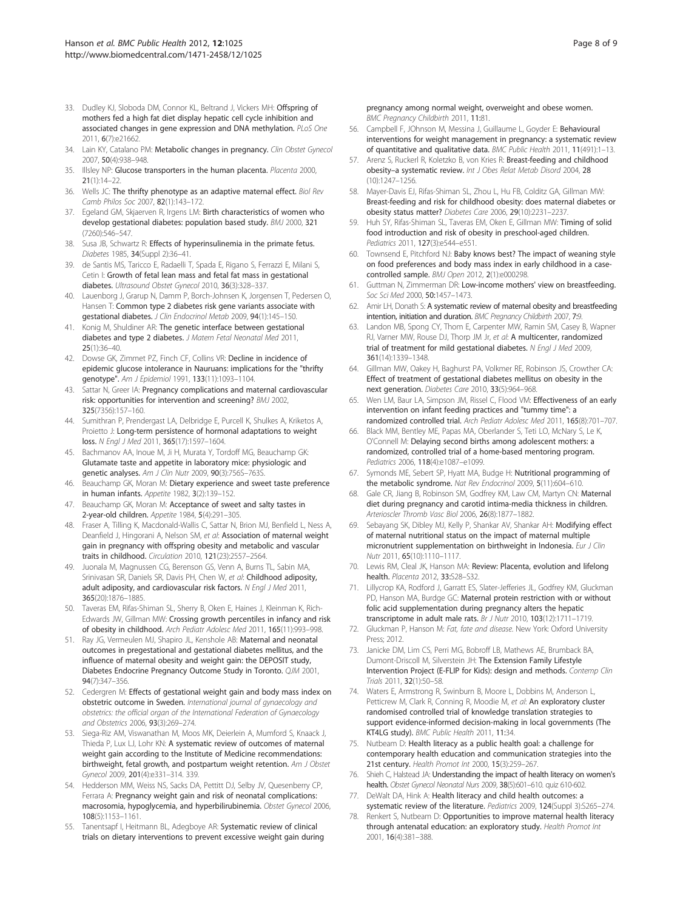33. Dudley KJ, Sloboda DM, Connor KL, Beltrand J, Vickers MH: **Offspring of mothers fed a high fat diet display hepatic cell cycle inhibition and associated changes in gene expression and DNA methylation.** *PLoS One* 2011, **6**(7):e21662.
34. Lain KY, Catalano PM: **Metabolic changes in pregnancy.** *Clin Obstet Gynecol* 2007, **50**(4):938–948.
35. Illsley NP: **Glucose transporters in the human placenta.** *Placenta* 2000, **21**(1):14–22.
36. Wells JC: **The thrifty phenotype as an adaptive maternal effect.** *Biol Rev Camb Philos Soc* 2007, **82**(1):143–172.
37. Egeland GM, Skjaerven R, Irgens LM: **Birth characteristics of women who develop gestational diabetes: population based study.** *BMJ* 2000, **321** (7260):546–547.
38. Susa JB, Schwartz R: **Effects of hyperinsulinemia in the primate fetus.** *Diabetes* 1985, **34**(Suppl 2):36–41.
39. de Santis MS, Taricco E, Radaelli T, Spada E, Rigano S, Ferrazzi E, Milani S, Cetin I: **Growth of fetal lean mass and fetal fat mass in gestational diabetes.** *Ultrasound Obstet Gynecol* 2010, **36**(3):328–337.
40. Lauenborg J, Grarup N, Damm P, Borch-Johnsen K, Jorgensen T, Pedersen O, Hansen T: **Common type 2 diabetes risk gene variants associate with gestational diabetes.** *J Clin Endocrinol Metab* 2009, **94**(1):145–150.
41. Konig M, Shuldiner AR: **The genetic interface between gestational diabetes and type 2 diabetes.** *J Matern Fetal Neonatal Med* 2011, **25**(1):36–40.
42. Dowse GK, Zimmet PZ, Finch CF, Collins VR: **Decline in incidence of epidemic glucose intolerance in Nauruans: implications for the "thrifty genotype".** *Am J Epidemiol* 1991, **133**(11):1093–1104.
43. Sattar N, Greer IA: **Pregnancy complications and maternal cardiovascular risk: opportunities for intervention and screening?** *BMJ* 2002, **325**(7356):157–160.
44. Sumithran P, Prendergast LA, Delbridge E, Purcell K, Shulkes A, Kriketos A, Proietto J: **Long-term persistence of hormonal adaptations to weight loss.** *N Engl J Med* 2011, **365**(17):1597–1604.
45. Bachmanov AA, Inoue M, Ji H, Murata Y, Tordoff MG, Beauchamp GK: **Glutamate taste and appetite in laboratory mice: physiologic and genetic analyses.** *Am J Clin Nutr* 2009, **90**(3):756S–763S.
46. Beauchamp GK, Moran M: **Dietary experience and sweet taste preference in human infants.** *Appetite* 1982, **3**(2):139–152.
47. Beauchamp GK, Moran M: **Acceptance of sweet and salty tastes in 2-year-old children.** *Appetite* 1984, **5**(4):291–305.
48. Fraser A, Tilling K, Macdonald-Wallis C, Sattar N, Brion MJ, Benfield L, Ness A, Deanfield J, Hingorani A, Nelson SM, *et al*: **Association of maternal weight gain in pregnancy with offspring obesity and metabolic and vascular traits in childhood.** *Circulation* 2010, **121**(23):2557–2564.
49. Juonala M, Magnussen CG, Berenson GS, Venn A, Burns TL, Sabin MA, Srinivasan SR, Daniels SR, Davis PH, Chen W, *et al*: **Childhood adiposity, adult adiposity, and cardiovascular risk factors.** *N Engl J Med* 2011, **365**(20):1876–1885.
50. Taveras EM, Rifas-Shiman SL, Sherry B, Oken E, Haines J, Kleinman K, Rich-Edwards JW, Gillman MW: **Crossing growth percentiles in infancy and risk of obesity in childhood.** *Arch Pediatr Adolesc Med* 2011, **165**(11):993–998.
51. Ray JG, Vermeulen MJ, Shapiro JL, Kenshole AB: **Maternal and neonatal outcomes in pregestational and gestational diabetes mellitus, and the influence of maternal obesity and weight gain: the DEPOSIT study, Diabetes Endocrine Pregnancy Outcome Study in Toronto.** *QJM* 2001, **94**(7):347–356.
52. Cedergren M: **Effects of gestational weight gain and body mass index on obstetric outcome in Sweden.** *International journal of gynaecology and obstetrics: the official organ of the International Federation of Gynaecology and Obstetrics* 2006, **93**(3):269–274.
53. Siega-Riz AM, Viswanathan M, Moos MK, Deierlein A, Mumford S, Knaack J, Thieda P, Lux LJ, Lohr KN: **A systematic review of outcomes of maternal weight gain according to the Institute of Medicine recommendations: birthweight, fetal growth, and postpartum weight retention.** *Am J Obstet Gynecol* 2009, **201**(4):e331–314. 339.
54. Hedderson MM, Weiss NS, Sacks DA, Pettitt DJ, Selby JV, Quesenberry CP, Ferrara A: **Pregnancy weight gain and risk of neonatal complications: macrosomia, hypoglycemia, and hyperbilirubinemia.** *Obstet Gynecol* 2006, **108**(5):1153–1161.
55. Tanentsapf I, Heitmann BL, Adegboye AR: **Systematic review of clinical trials on dietary interventions to prevent excessive weight gain during pregnancy among normal weight, overweight and obese women.** *BMC Pregnancy Childbirth* 2011, **11**:81.
56. Campbell F, JOhnson M, Messina J, Guillaume L, Goyder E: **Behavioural interventions for weight management in pregnancy: a systematic review of quantitative and qualitative data.** *BMC Public Health* 2011, **11**(491):1–13.
57. Arenz S, Ruckerl R, Koletzko B, von Kries R: **Breast-feeding and childhood obesity–a systematic review.** *Int J Obes Relat Metab Disord* 2004, **28** (10):1247–1256.
58. Mayer-Davis EJ, Rifas-Shiman SL, Zhou L, Hu FB, Colditz GA, Gillman MW: **Breast-feeding and risk for childhood obesity: does maternal diabetes or obesity status matter?** *Diabetes Care* 2006, **29**(10):2231–2237.
59. Huh SY, Rifas-Shiman SL, Taveras EM, Oken E, Gillman MW: **Timing of solid food introduction and risk of obesity in preschool-aged children.** *Pediatrics* 2011, **127**(3):e544–e551.
60. Townsend E, Pitchford NJ: **Baby knows best? The impact of weaning style on food preferences and body mass index in early childhood in a case-controlled sample.** *BMJ Open* 2012, **2**(1):e000298.
61. Guttman N, Zimmerman DR: **Low-income mothers' view on breastfeeding.** *Soc Sci Med* 2000, **50**:1457–1473.
62. Amir LH, Donath S: **A systematic review of maternal obesity and breastfeeding intention, initiation and duration.** *BMC Pregnancy Childbirth* 2007, **7**:9.
63. Landon MB, Spong CY, Thom E, Carpenter MW, Ramin SM, Casey B, Wapner RJ, Varner MW, Rouse DJ, Thorp JM Jr, *et al*: **A multicenter, randomized trial of treatment for mild gestational diabetes.** *N Engl J Med* 2009, **361**(14):1339–1348.
64. Gillman MW, Oakey H, Baghurst PA, Volkmer RE, Robinson JS, Crowther CA: **Effect of treatment of gestational diabetes mellitus on obesity in the next generation.** *Diabetes Care* 2010, **33**(5):964–968.
65. Wen LM, Baur LA, Simpson JM, Rissel C, Flood VM: **Effectiveness of an early intervention on infant feeding practices and "tummy time": a randomized controlled trial.** *Arch Pediatr Adolesc Med* 2011, **165**(8):701–707.
66. Black MM, Bentley ME, Papas MA, Oberlander S, Teti LO, McNary S, Le K, O'Connell M: **Delaying second births among adolescent mothers: a randomized, controlled trial of a home-based mentoring program.** *Pediatrics* 2006, **118**(4):e1087–e1099.
67. Symonds ME, Sebert SP, Hyatt MA, Budge H: **Nutritional programming of the metabolic syndrome.** *Nat Rev Endocrinol* 2009, **5**(11):604–610.
68. Gale CR, Jiang B, Robinson SM, Godfrey KM, Law CM, Martyn CN: **Maternal diet during pregnancy and carotid intima-media thickness in children.** *Arterioscler Thromb Vasc Biol* 2006, **26**(8):1877–1882.
69. Sebayang SK, Dibley MJ, Kelly P, Shankar AV, Shankar AH: **Modifying effect of maternal nutritional status on the impact of maternal multiple micronutrient supplementation on birthweight in Indonesia.** *Eur J Clin Nutr* 2011, **65**(10):1110–1117.
70. Lewis RM, Cleal JK, Hanson MA: **Review: Placenta, evolution and lifelong health.** *Placenta* 2012, **33**:S28–S32.
71. Lillycrop KA, Rodford J, Garratt ES, Slater-Jefferies JL, Godfrey KM, Gluckman PD, Hanson MA, Burdge GC: **Maternal protein restriction with or without folic acid supplementation during pregnancy alters the hepatic transcriptome in adult male rats.** *Br J Nutr* 2010, **103**(12):1711–1719.
72. Gluckman P, Hanson M: *Fat, fate and disease.* New York: Oxford University Press; 2012.
73. Janicke DM, Lim CS, Perri MG, Bobroff LB, Mathews AE, Brumback BA, Dumont-Driscoll M, Silverstein JH: **The Extension Family Lifestyle Intervention Project (E-FLIP for Kids): design and methods.** *Contemp Clin Trials* 2011, **32**(1):50–58.
74. Waters E, Armstrong R, Swinburn B, Moore L, Dobbins M, Anderson L, Petticrew M, Clark R, Conning R, Moodie M, *et al*: **An exploratory cluster randomised controlled trial of knowledge translation strategies to support evidence-informed decision-making in local governments (The KT4LG study).** *BMC Public Health* 2011, **11**:34.
75. Nutbeam D: **Health literacy as a public health goal: a challenge for contemporary health education and communication strategies into the 21st century.** *Health Promot Int* 2000, **15**(3):259–267.
76. Shieh C, Halstead JA: **Understanding the impact of health literacy on women's health.** *Obstet Gynecol Neonatal Nurs* 2009, **38**(5):601–610. quiz 610-602.
77. DeWalt DA, Hink A: **Health literacy and child health outcomes: a systematic review of the literature.** *Pediatrics* 2009, **124**(Suppl 3):S265–274.
78. Renkert S, Nutbeam D: **Opportunities to improve maternal health literacy through antenatal education: an exploratory study.** *Health Promot Int* 2001, **16**(4):381–388.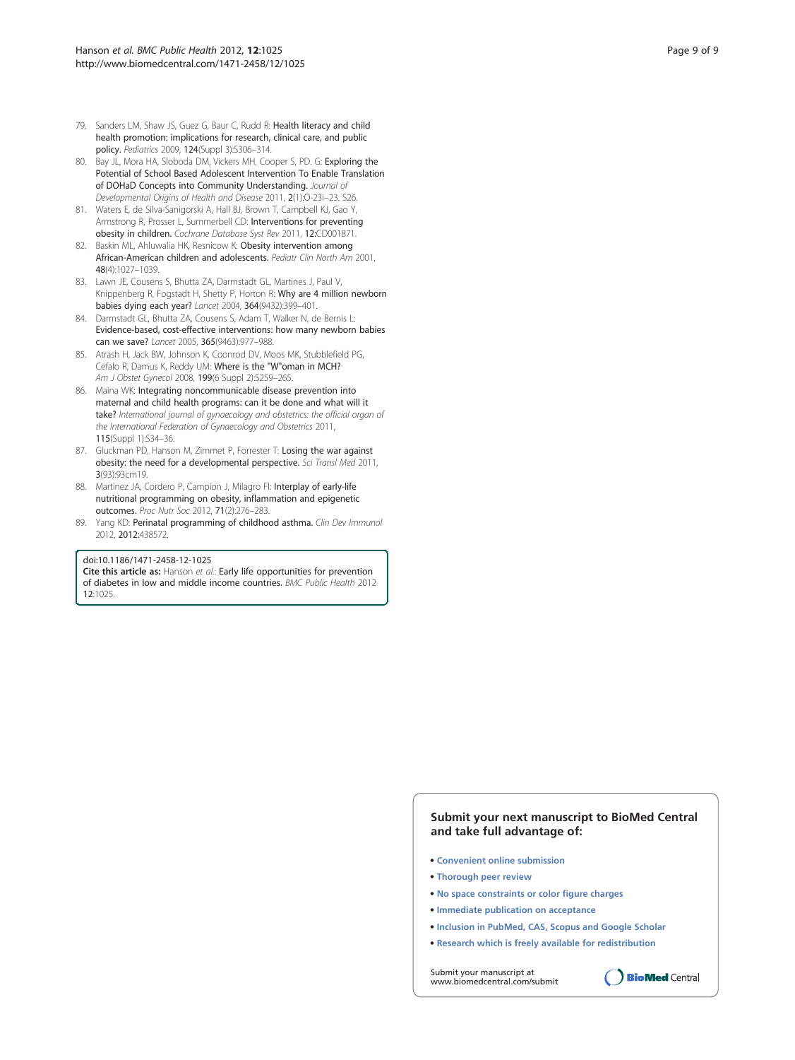79. Sanders LM, Shaw JS, Guez G, Baur C, Rudd R: **Health literacy and child health promotion: implications for research, clinical care, and public policy.** *Pediatrics* 2009, **124**(Suppl 3):S306–314.
80. Bay JL, Mora HA, Sloboda DM, Vickers MH, Cooper S, PD. G: **Exploring the Potential of School Based Adolescent Intervention To Enable Translation of DOHaD Concepts into Community Understanding.** *Journal of Developmental Origins of Health and Disease* 2011, **2**(1):O-23i–23. S26.
81. Waters E, de Silva-Sanigorski A, Hall BJ, Brown T, Campbell KJ, Gao Y, Armstrong R, Prosser L, Summerbell CD: **Interventions for preventing obesity in children.** *Cochrane Database Syst Rev* 2011, **12**:CD001871.
82. Baskin ML, Ahluwalia HK, Resnicow K: **Obesity intervention among African-American children and adolescents.** *Pediatr Clin North Am* 2001, **48**(4):1027–1039.
83. Lawn JE, Cousens S, Bhutta ZA, Darmstadt GL, Martines J, Paul V, Knippenberg R, Fogstadt H, Shetty P, Horton R: **Why are 4 million newborn babies dying each year?** *Lancet* 2004, **364**(9432):399–401.
84. Darmstadt GL, Bhutta ZA, Cousens S, Adam T, Walker N, de Bernis L: **Evidence-based, cost-effective interventions: how many newborn babies can we save?** *Lancet* 2005, **365**(9463):977–988.
85. Atrash H, Jack BW, Johnson K, Coonrod DV, Moos MK, Stubblefield PG, Cefalo R, Damus K, Reddy UM: **Where is the "W"oman in MCH?** *Am J Obstet Gynecol* 2008, **199**(6 Suppl 2):S259–265.
86. Maina WK: **Integrating noncommunicable disease prevention into maternal and child health programs: can it be done and what will it take?** *International journal of gynaecology and obstetrics: the official organ of the International Federation of Gynaecology and Obstetrics* 2011, **115**(Suppl 1):S34–36.
87. Gluckman PD, Hanson M, Zimmet P, Forrester T: **Losing the war against obesity: the need for a developmental perspective.** *Sci Transl Med* 2011, **3**(93):93cm19.
88. Martinez JA, Cordero P, Campion J, Milagro FI: **Interplay of early-life nutritional programming on obesity, inflammation and epigenetic outcomes.** *Proc Nutr Soc* 2012, **71**(2):276–283.
89. Yang KD: **Perinatal programming of childhood asthma.** *Clin Dev Immunol* 2012, **2012**:438572.

doi:10.1186/1471-2458-12-1025
**Cite this article as:** Hanson *et al.*: Early life opportunities for prevention of diabetes in low and middle income countries. *BMC Public Health* 2012 **12**:1025.

**Submit your next manuscript to BioMed Central and take full advantage of:**

- **Convenient online submission**
- **Thorough peer review**
- **No space constraints or color figure charges**
- **Immediate publication on acceptance**
- **Inclusion in PubMed, CAS, Scopus and Google Scholar**
- **Research which is freely available for redistribution**

Submit your manuscript at
www.biomedcentral.com/submit

BioMed Central